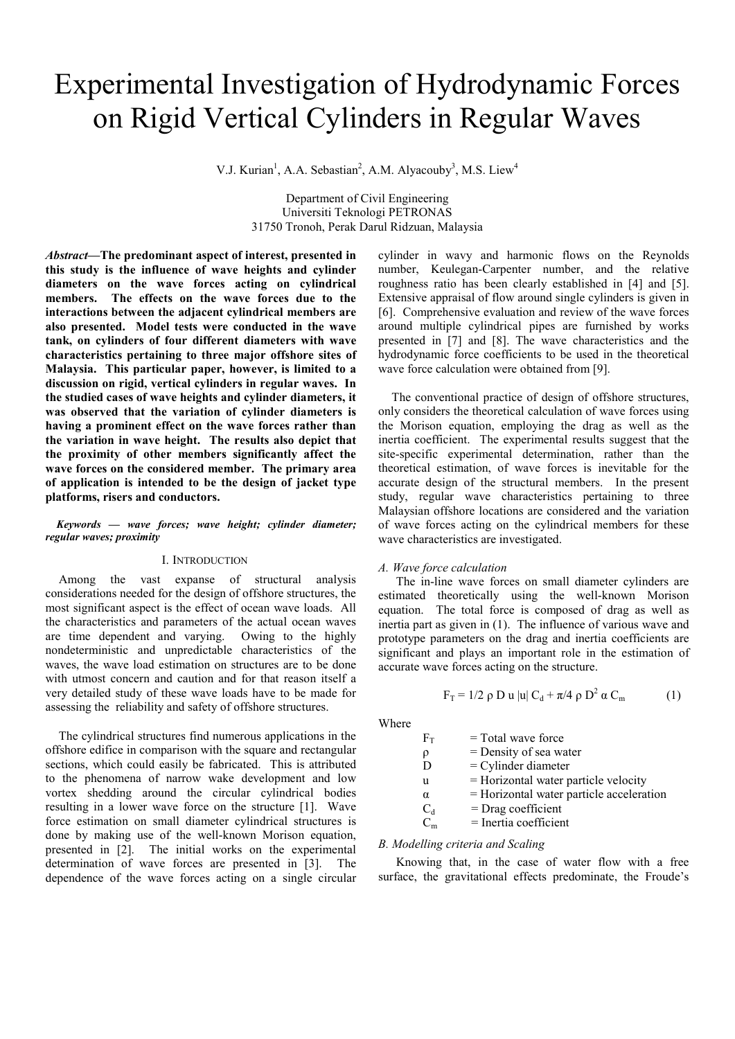# Experimental Investigation of Hydrodynamic Forces on Rigid Vertical Cylinders in Regular Waves

V.J. Kurian[1], A.A. Sebastian[2], A.M. Alyacouby[3], M.S. Liew[4]

Department of Civil Engineering
Universiti Teknologi PETRONAS
31750 Tronoh, Perak Darul Ridzuan, Malaysia

***Abstract*—The predominant aspect of interest, presented in this study is the influence of wave heights and cylinder diameters on the wave forces acting on cylindrical members. The effects on the wave forces due to the interactions between the adjacent cylindrical members are also presented. Model tests were conducted in the wave tank, on cylinders of four different diameters with wave characteristics pertaining to three major offshore sites of Malaysia. This particular paper, however, is limited to a discussion on rigid, vertical cylinders in regular waves. In the studied cases of wave heights and cylinder diameters, it was observed that the variation of cylinder diameters is having a prominent effect on the wave forces rather than the variation in wave height. The results also depict that the proximity of other members significantly affect the wave forces on the considered member. The primary area of application is intended to be the design of jacket type platforms, risers and conductors.**

***Keywords — wave forces; wave height; cylinder diameter; regular waves; proximity***

## I. Introduction

Among the vast expanse of structural analysis considerations needed for the design of offshore structures, the most significant aspect is the effect of ocean wave loads. All the characteristics and parameters of the actual ocean waves are time dependent and varying. Owing to the highly nondeterministic and unpredictable characteristics of the waves, the wave load estimation on structures are to be done with utmost concern and caution and for that reason itself a very detailed study of these wave loads have to be made for assessing the reliability and safety of offshore structures.

The cylindrical structures find numerous applications in the offshore edifice in comparison with the square and rectangular sections, which could easily be fabricated. This is attributed to the phenomena of narrow wake development and low vortex shedding around the circular cylindrical bodies resulting in a lower wave force on the structure [1]. Wave force estimation on small diameter cylindrical structures is done by making use of the well-known Morison equation, presented in [2]. The initial works on the experimental determination of wave forces are presented in [3]. The dependence of the wave forces acting on a single circular cylinder in wavy and harmonic flows on the Reynolds number, Keulegan-Carpenter number, and the relative roughness ratio has been clearly established in [4] and [5]. Extensive appraisal of flow around single cylinders is given in [6]. Comprehensive evaluation and review of the wave forces around multiple cylindrical pipes are furnished by works presented in [7] and [8]. The wave characteristics and the hydrodynamic force coefficients to be used in the theoretical wave force calculation were obtained from [9].

The conventional practice of design of offshore structures, only considers the theoretical calculation of wave forces using the Morison equation, employing the drag as well as the inertia coefficient. The experimental results suggest that the site-specific experimental determination, rather than the theoretical estimation, of wave forces is inevitable for the accurate design of the structural members. In the present study, regular wave characteristics pertaining to three Malaysian offshore locations are considered and the variation of wave forces acting on the cylindrical members for these wave characteristics are investigated.

### *A. Wave force calculation*

The in-line wave forces on small diameter cylinders are estimated theoretically using the well-known Morison equation. The total force is composed of drag as well as inertia part as given in (1). The influence of various wave and prototype parameters on the drag and inertia coefficients are significant and plays an important role in the estimation of accurate wave forces acting on the structure.

$$F_T = 1/2\ \rho\ D\ u\ |u|\ C_d + \pi/4\ \rho\ D^2\ \alpha\ C_m \qquad (1)$$

Where

- $F_T$ = Total wave force
- $\rho$ = Density of sea water
- $D$ = Cylinder diameter
- $u$ = Horizontal water particle velocity
- $\alpha$ = Horizontal water particle acceleration
- $C_d$ = Drag coefficient
- $C_m$ = Inertia coefficient

### *B. Modelling criteria and Scaling*

Knowing that, in the case of water flow with a free surface, the gravitational effects predominate, the Froude's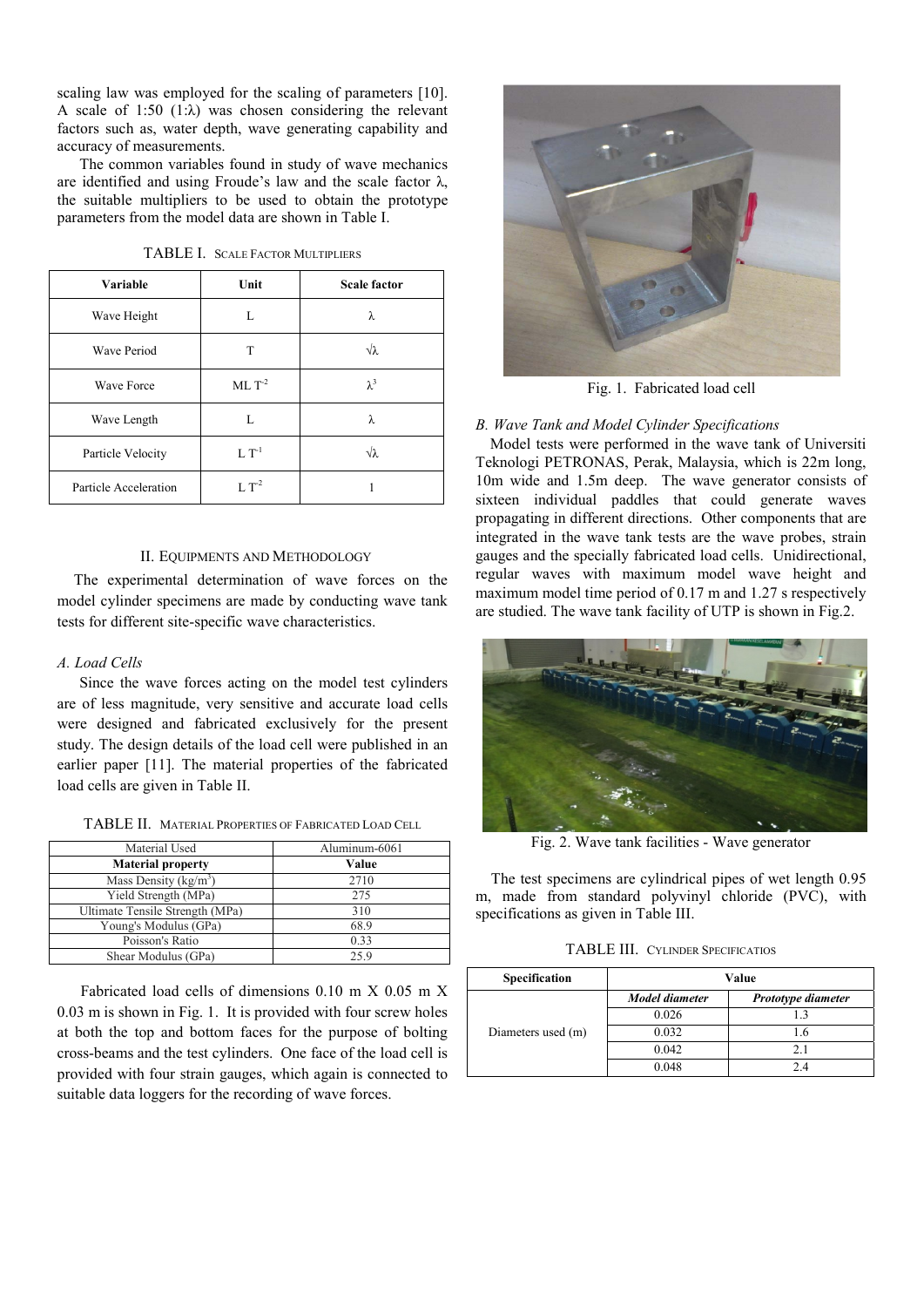scaling law was employed for the scaling of parameters [10]. A scale of 1:50 (1:λ) was chosen considering the relevant factors such as, water depth, wave generating capability and accuracy of measurements.

The common variables found in study of wave mechanics are identified and using Froude's law and the scale factor λ, the suitable multipliers to be used to obtain the prototype parameters from the model data are shown in Table I.

TABLE I. SCALE FACTOR MULTIPLIERS

| Variable | Unit | Scale factor |
|---|---|---|
| Wave Height | L | $\lambda$ |
| Wave Period | T | $\sqrt{\lambda}$ |
| Wave Force | $ML\,T^{-2}$ | $\lambda^3$ |
| Wave Length | L | $\lambda$ |
| Particle Velocity | $L\,T^{-1}$ | $\sqrt{\lambda}$ |
| Particle Acceleration | $L\,T^{-2}$ | 1 |

## II. EQUIPMENTS AND METHODOLOGY

The experimental determination of wave forces on the model cylinder specimens are made by conducting wave tank tests for different site-specific wave characteristics.

### A. Load Cells

Since the wave forces acting on the model test cylinders are of less magnitude, very sensitive and accurate load cells were designed and fabricated exclusively for the present study. The design details of the load cell were published in an earlier paper [11]. The material properties of the fabricated load cells are given in Table II.

TABLE II. MATERIAL PROPERTIES OF FABRICATED LOAD CELL

| Material Used | Aluminum-6061 |
|---|---|
| **Material property** | **Value** |
| Mass Density ($kg/m^3$) | 2710 |
| Yield Strength (MPa) | 275 |
| Ultimate Tensile Strength (MPa) | 310 |
| Young's Modulus (GPa) | 68.9 |
| Poisson's Ratio | 0.33 |
| Shear Modulus (GPa) | 25.9 |

Fabricated load cells of dimensions 0.10 m X 0.05 m X 0.03 m is shown in Fig. 1. It is provided with four screw holes at both the top and bottom faces for the purpose of bolting cross-beams and the test cylinders. One face of the load cell is provided with four strain gauges, which again is connected to suitable data loggers for the recording of wave forces.

Fig. 1. Fabricated load cell

### B. Wave Tank and Model Cylinder Specifications

Model tests were performed in the wave tank of Universiti Teknologi PETRONAS, Perak, Malaysia, which is 22m long, 10m wide and 1.5m deep. The wave generator consists of sixteen individual paddles that could generate waves propagating in different directions. Other components that are integrated in the wave tank tests are the wave probes, strain gauges and the specially fabricated load cells. Unidirectional, regular waves with maximum model wave height and maximum model time period of 0.17 m and 1.27 s respectively are studied. The wave tank facility of UTP is shown in Fig.2.

Fig. 2. Wave tank facilities - Wave generator

The test specimens are cylindrical pipes of wet length 0.95 m, made from standard polyvinyl chloride (PVC), with specifications as given in Table III.

TABLE III. CYLINDER SPECIFICATIOS

| Specification | Value | |
|---|---|---|
| | ***Model diameter*** | ***Prototype diameter*** |
| Diameters used (m) | 0.026 | 1.3 |
| | 0.032 | 1.6 |
| | 0.042 | 2.1 |
| | 0.048 | 2.4 |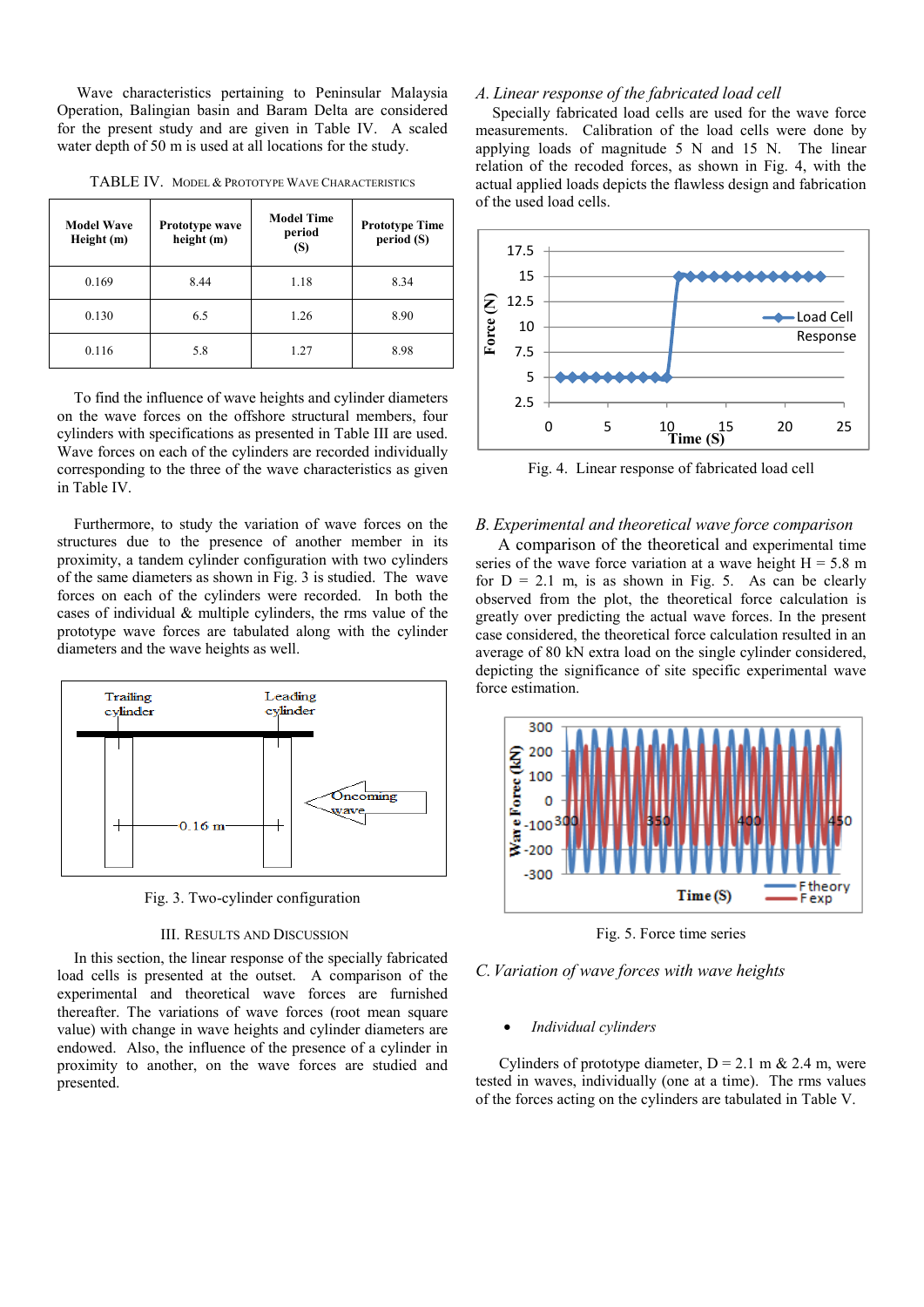Wave characteristics pertaining to Peninsular Malaysia Operation, Balingian basin and Baram Delta are considered for the present study and are given in Table IV. A scaled water depth of 50 m is used at all locations for the study.

TABLE IV. MODEL & PROTOTYPE WAVE CHARACTERISTICS

| Model Wave Height (m) | Prototype wave height (m) | Model Time period (S) | Prototype Time period (S) |
|---|---|---|---|
| 0.169 | 8.44 | 1.18 | 8.34 |
| 0.130 | 6.5 | 1.26 | 8.90 |
| 0.116 | 5.8 | 1.27 | 8.98 |

To find the influence of wave heights and cylinder diameters on the wave forces on the offshore structural members, four cylinders with specifications as presented in Table III are used. Wave forces on each of the cylinders are recorded individually corresponding to the three of the wave characteristics as given in Table IV.

Furthermore, to study the variation of wave forces on the structures due to the presence of another member in its proximity, a tandem cylinder configuration with two cylinders of the same diameters as shown in Fig. 3 is studied. The wave forces on each of the cylinders were recorded. In both the cases of individual & multiple cylinders, the rms value of the prototype wave forces are tabulated along with the cylinder diameters and the wave heights as well.

Fig. 3. Two-cylinder configuration

## III. RESULTS AND DISCUSSION

In this section, the linear response of the specially fabricated load cells is presented at the outset. A comparison of the experimental and theoretical wave forces are furnished thereafter. The variations of wave forces (root mean square value) with change in wave heights and cylinder diameters are endowed. Also, the influence of the presence of a cylinder in proximity to another, on the wave forces are studied and presented.

### *A. Linear response of the fabricated load cell*

Specially fabricated load cells are used for the wave force measurements. Calibration of the load cells were done by applying loads of magnitude 5 N and 15 N. The linear relation of the recoded forces, as shown in Fig. 4, with the actual applied loads depicts the flawless design and fabrication of the used load cells.

Fig. 4. Linear response of fabricated load cell

### *B. Experimental and theoretical wave force comparison*

A comparison of the theoretical and experimental time series of the wave force variation at a wave height H = 5.8 m for D = 2.1 m, is as shown in Fig. 5. As can be clearly observed from the plot, the theoretical force calculation is greatly over predicting the actual wave forces. In the present case considered, the theoretical force calculation resulted in an average of 80 kN extra load on the single cylinder considered, depicting the significance of site specific experimental wave force estimation.

Fig. 5. Force time series

### *C. Variation of wave forces with wave heights*

- *Individual cylinders*

Cylinders of prototype diameter, D = 2.1 m & 2.4 m, were tested in waves, individually (one at a time). The rms values of the forces acting on the cylinders are tabulated in Table V.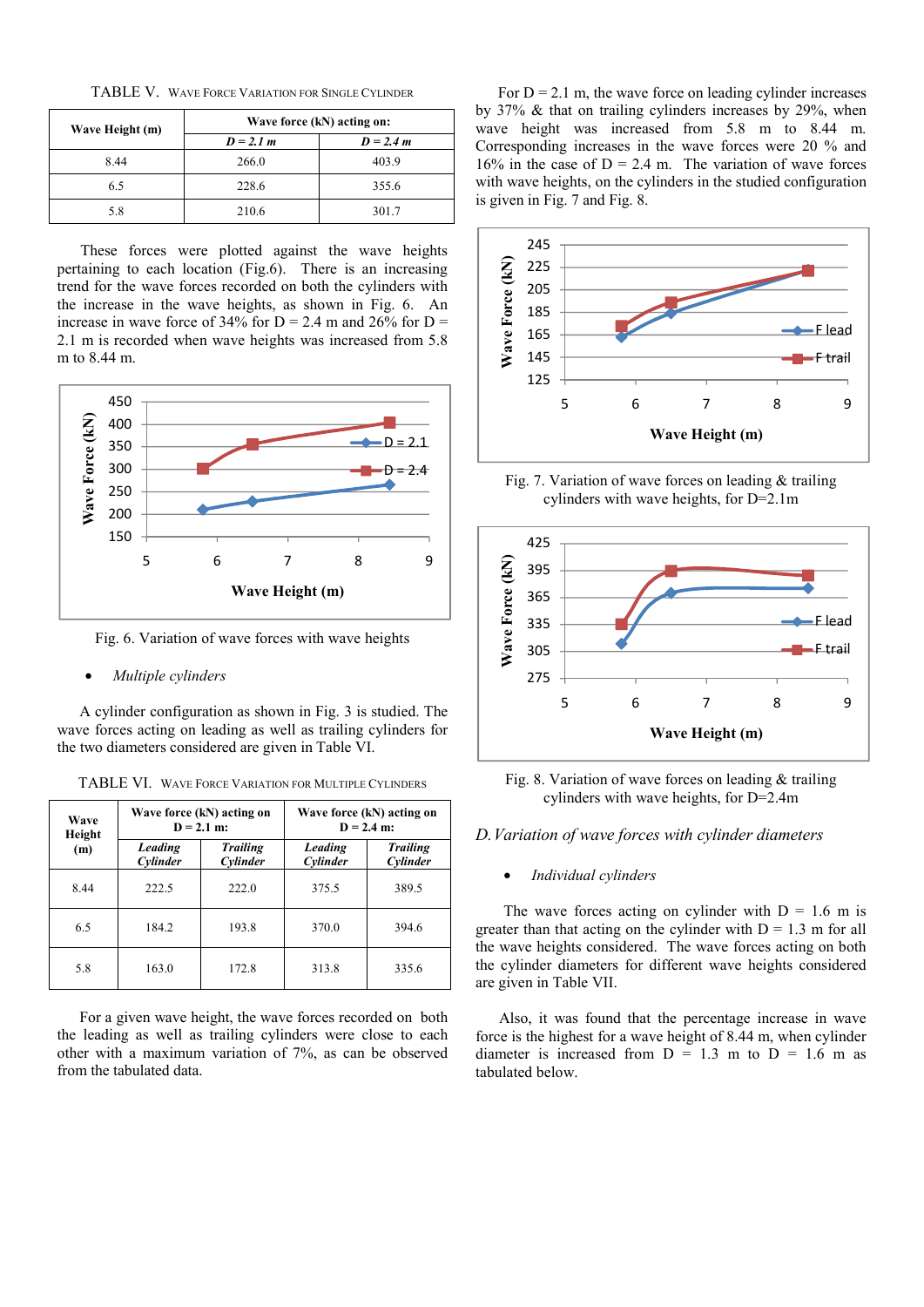TABLE V. Wave Force Variation for Single Cylinder

| Wave Height (m) | Wave force (kN) acting on: | |
|---|---|---|
| | *D = 2.1 m* | *D = 2.4 m* |
| 8.44 | 266.0 | 403.9 |
| 6.5 | 228.6 | 355.6 |
| 5.8 | 210.6 | 301.7 |

These forces were plotted against the wave heights pertaining to each location (Fig.6). There is an increasing trend for the wave forces recorded on both the cylinders with the increase in the wave heights, as shown in Fig. 6. An increase in wave force of 34% for D = 2.4 m and 26% for D = 2.1 m is recorded when wave heights was increased from 5.8 m to 8.44 m.

Fig. 6. Variation of wave forces with wave heights

- *Multiple cylinders*

A cylinder configuration as shown in Fig. 3 is studied. The wave forces acting on leading as well as trailing cylinders for the two diameters considered are given in Table VI.

TABLE VI. Wave Force Variation for Multiple Cylinders

| Wave Height (m) | Wave force (kN) acting on D = 2.1 m: | | Wave force (kN) acting on D = 2.4 m: | |
|---|---|---|---|---|
| | *Leading Cylinder* | *Trailing Cylinder* | *Leading Cylinder* | *Trailing Cylinder* |
| 8.44 | 222.5 | 222.0 | 375.5 | 389.5 |
| 6.5 | 184.2 | 193.8 | 370.0 | 394.6 |
| 5.8 | 163.0 | 172.8 | 313.8 | 335.6 |

For a given wave height, the wave forces recorded on both the leading as well as trailing cylinders were close to each other with a maximum variation of 7%, as can be observed from the tabulated data.

For D = 2.1 m, the wave force on leading cylinder increases by 37% & that on trailing cylinders increases by 29%, when wave height was increased from 5.8 m to 8.44 m. Corresponding increases in the wave forces were 20 % and 16% in the case of D = 2.4 m. The variation of wave forces with wave heights, on the cylinders in the studied configuration is given in Fig. 7 and Fig. 8.

Fig. 7. Variation of wave forces on leading & trailing cylinders with wave heights, for D=2.1m

Fig. 8. Variation of wave forces on leading & trailing cylinders with wave heights, for D=2.4m

### *D. Variation of wave forces with cylinder diameters*

- *Individual cylinders*

The wave forces acting on cylinder with D = 1.6 m is greater than that acting on the cylinder with D = 1.3 m for all the wave heights considered. The wave forces acting on both the cylinder diameters for different wave heights considered are given in Table VII.

Also, it was found that the percentage increase in wave force is the highest for a wave height of 8.44 m, when cylinder diameter is increased from D = 1.3 m to D = 1.6 m as tabulated below.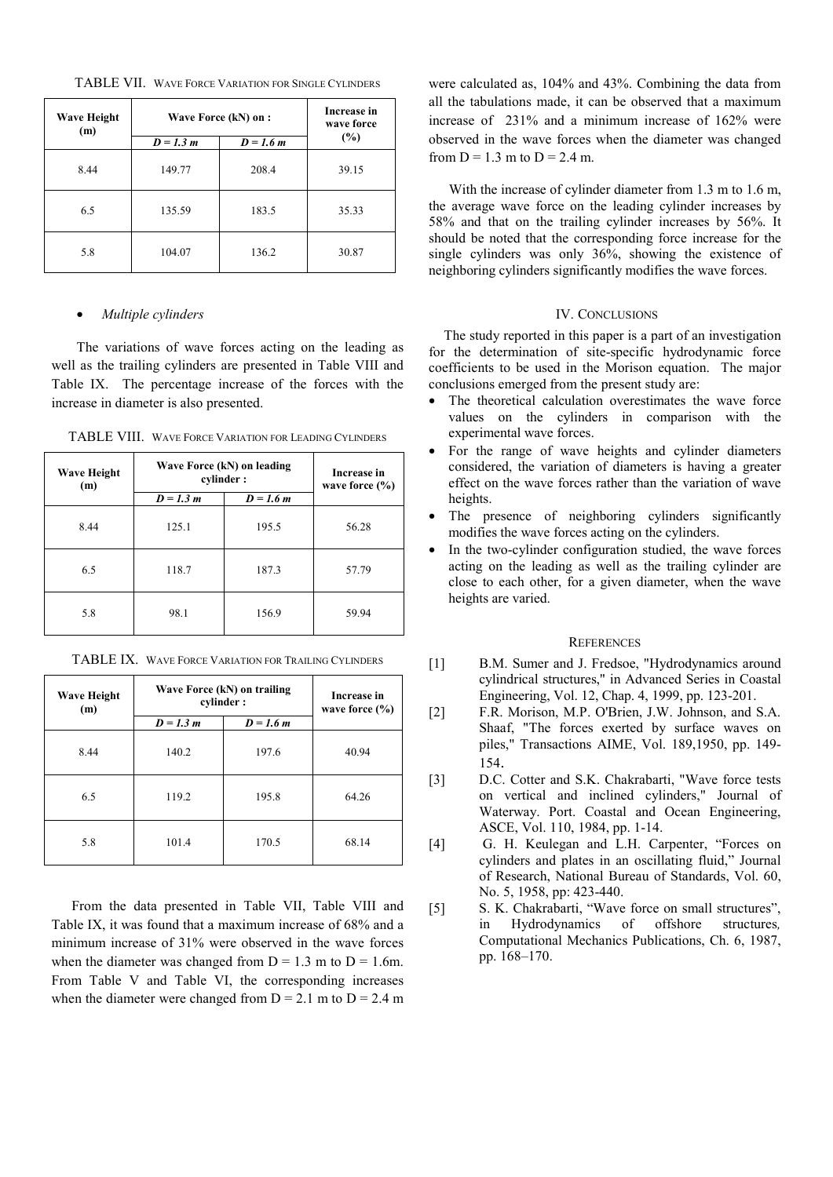TABLE VII. Wave Force Variation for Single Cylinders

| Wave Height (m) | Wave Force (kN) on : | | Increase in wave force (%) |
|---|---|---|---|
| | *D = 1.3 m* | *D = 1.6 m* | |
| 8.44 | 149.77 | 208.4 | 39.15 |
| 6.5 | 135.59 | 183.5 | 35.33 |
| 5.8 | 104.07 | 136.2 | 30.87 |

- *Multiple cylinders*

The variations of wave forces acting on the leading as well as the trailing cylinders are presented in Table VIII and Table IX. The percentage increase of the forces with the increase in diameter is also presented.

TABLE VIII. Wave Force Variation for Leading Cylinders

| Wave Height (m) | Wave Force (kN) on leading cylinder : | | Increase in wave force (%) |
|---|---|---|---|
| | *D = 1.3 m* | *D = 1.6 m* | |
| 8.44 | 125.1 | 195.5 | 56.28 |
| 6.5 | 118.7 | 187.3 | 57.79 |
| 5.8 | 98.1 | 156.9 | 59.94 |

TABLE IX. Wave Force Variation for Trailing Cylinders

| Wave Height (m) | Wave Force (kN) on trailing cylinder : | | Increase in wave force (%) |
|---|---|---|---|
| | *D = 1.3 m* | *D = 1.6 m* | |
| 8.44 | 140.2 | 197.6 | 40.94 |
| 6.5 | 119.2 | 195.8 | 64.26 |
| 5.8 | 101.4 | 170.5 | 68.14 |

From the data presented in Table VII, Table VIII and Table IX, it was found that a maximum increase of 68% and a minimum increase of 31% were observed in the wave forces when the diameter was changed from D = 1.3 m to D = 1.6m. From Table V and Table VI, the corresponding increases when the diameter were changed from D = 2.1 m to D = 2.4 m were calculated as, 104% and 43%. Combining the data from all the tabulations made, it can be observed that a maximum increase of 231% and a minimum increase of 162% were observed in the wave forces when the diameter was changed from D = 1.3 m to D = 2.4 m.

With the increase of cylinder diameter from 1.3 m to 1.6 m, the average wave force on the leading cylinder increases by 58% and that on the trailing cylinder increases by 56%. It should be noted that the corresponding force increase for the single cylinders was only 36%, showing the existence of neighboring cylinders significantly modifies the wave forces.

## IV. Conclusions

The study reported in this paper is a part of an investigation for the determination of site-specific hydrodynamic force coefficients to be used in the Morison equation. The major conclusions emerged from the present study are:

- The theoretical calculation overestimates the wave force values on the cylinders in comparison with the experimental wave forces.
- For the range of wave heights and cylinder diameters considered, the variation of diameters is having a greater effect on the wave forces rather than the variation of wave heights.
- The presence of neighboring cylinders significantly modifies the wave forces acting on the cylinders.
- In the two-cylinder configuration studied, the wave forces acting on the leading as well as the trailing cylinder are close to each other, for a given diameter, when the wave heights are varied.

## References

[1] B.M. Sumer and J. Fredsoe, "Hydrodynamics around cylindrical structures," in Advanced Series in Coastal Engineering, Vol. 12, Chap. 4, 1999, pp. 123-201.

[2] F.R. Morison, M.P. O'Brien, J.W. Johnson, and S.A. Shaaf, "The forces exerted by surface waves on piles," Transactions AIME, Vol. 189,1950, pp. 149-154.

[3] D.C. Cotter and S.K. Chakrabarti, "Wave force tests on vertical and inclined cylinders," Journal of Waterway. Port. Coastal and Ocean Engineering, ASCE, Vol. 110, 1984, pp. 1-14.

[4] G. H. Keulegan and L.H. Carpenter, "Forces on cylinders and plates in an oscillating fluid," Journal of Research, National Bureau of Standards, Vol. 60, No. 5, 1958, pp: 423-440.

[5] S. K. Chakrabarti, "Wave force on small structures", in Hydrodynamics of offshore structures*,* Computational Mechanics Publications, Ch. 6, 1987, pp. 168–170.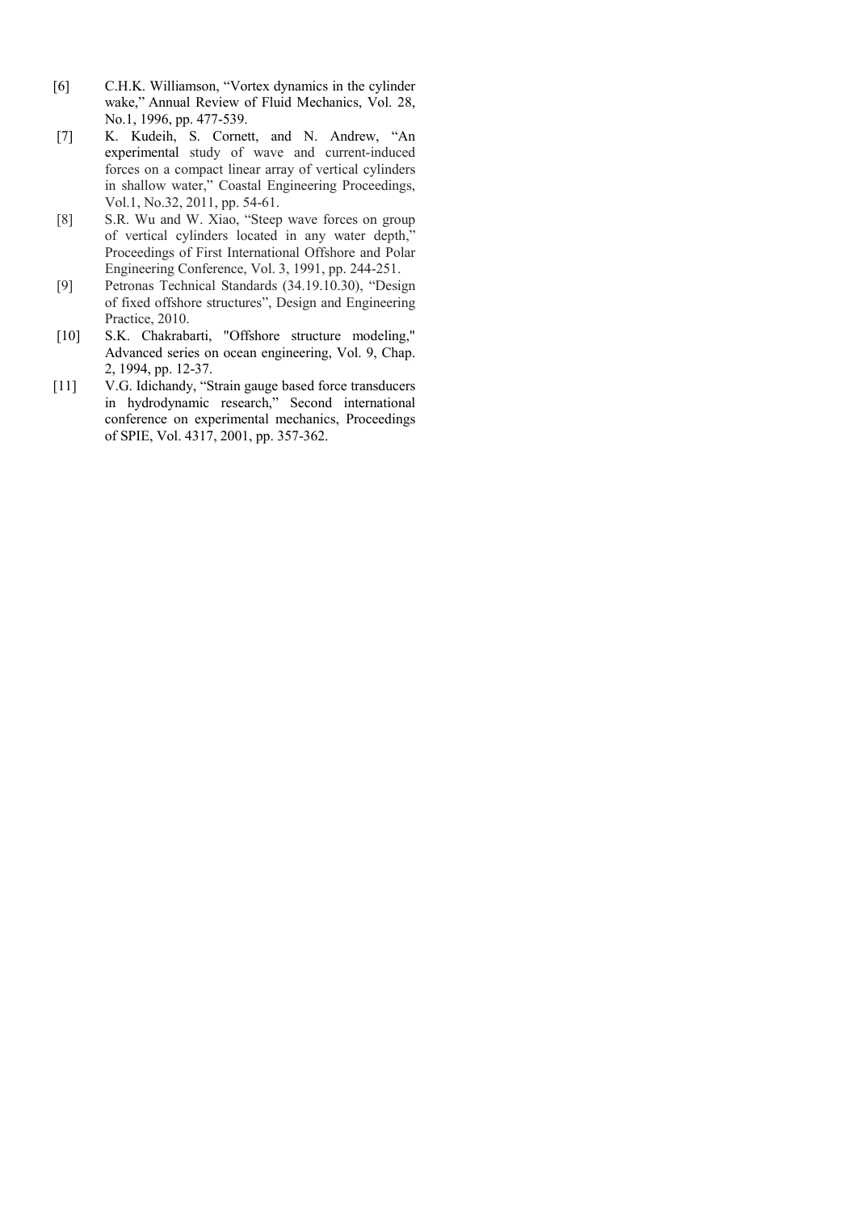[6] C.H.K. Williamson, "Vortex dynamics in the cylinder wake," Annual Review of Fluid Mechanics, Vol. 28, No.1, 1996, pp. 477-539.

[7] K. Kudeih, S. Cornett, and N. Andrew, "An experimental study of wave and current-induced forces on a compact linear array of vertical cylinders in shallow water," Coastal Engineering Proceedings, Vol.1, No.32, 2011, pp. 54-61.

[8] S.R. Wu and W. Xiao, "Steep wave forces on group of vertical cylinders located in any water depth," Proceedings of First International Offshore and Polar Engineering Conference, Vol. 3, 1991, pp. 244-251.

[9] Petronas Technical Standards (34.19.10.30), "Design of fixed offshore structures", Design and Engineering Practice, 2010.

[10] S.K. Chakrabarti, "Offshore structure modeling," Advanced series on ocean engineering, Vol. 9, Chap. 2, 1994, pp. 12-37.

[11] V.G. Idichandy, "Strain gauge based force transducers in hydrodynamic research," Second international conference on experimental mechanics, Proceedings of SPIE, Vol. 4317, 2001, pp. 357-362.